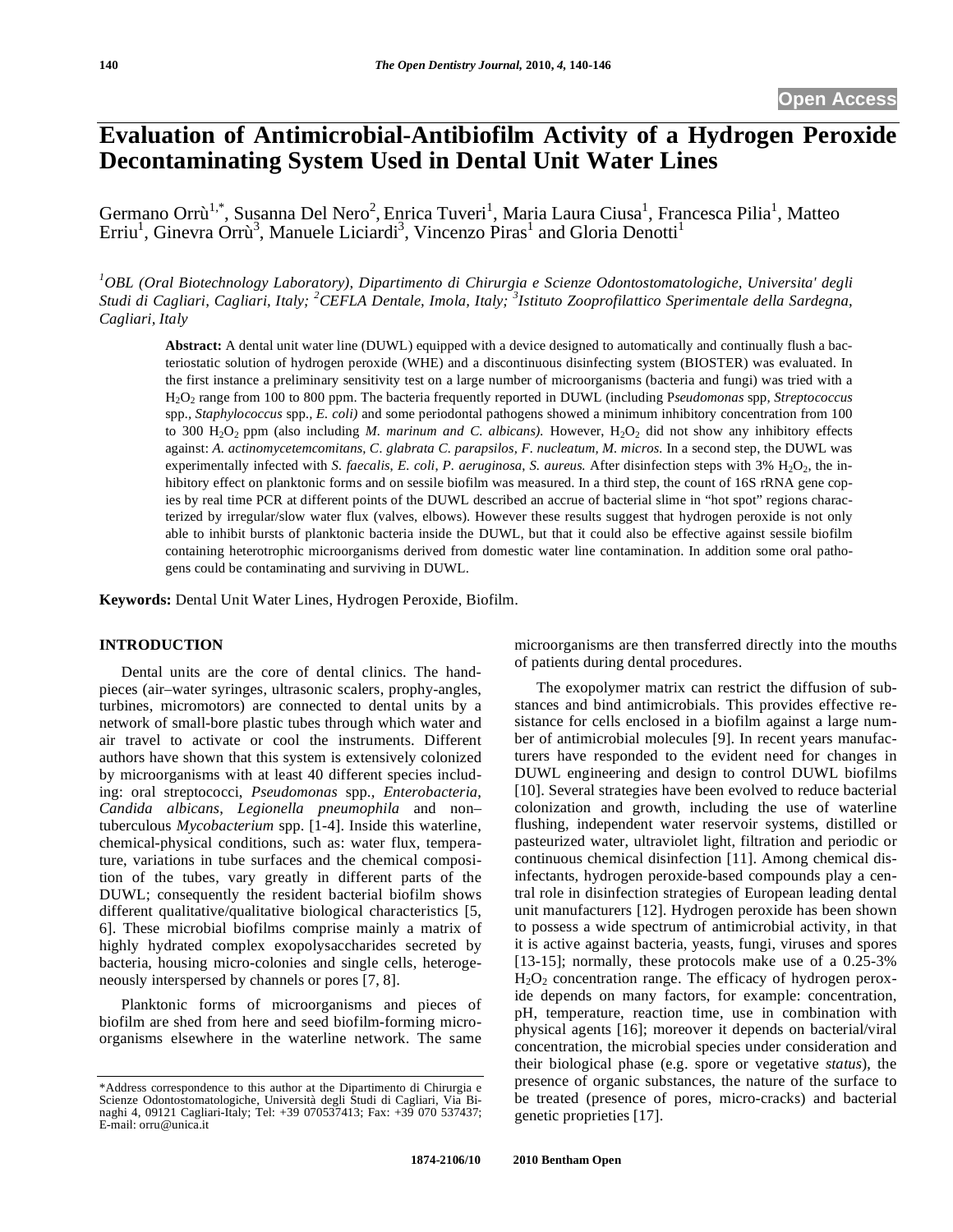Open Access

# Evaluation of Antimicrobial-Antibiofilm Activity of a Hydrogen Peroxide Decontaminating System Used in Dental Unit Water Lines

Germano Orrù[1,*], Susanna Del Nero[2], Enrica Tuveri[1], Maria Laura Ciusa[1], Francesca Pilia[1], Matteo Erriu[1], Ginevra Orrù[3], Manuele Liciardi[3], Vincenzo Piras[1] and Gloria Denotti[1]

[1]OBL (Oral Biotechnology Laboratory), Dipartimento di Chirurgia e Scienze Odontostomatologiche, Universita' degli Studi di Cagliari, Cagliari, Italy; [2]CEFLA Dentale, Imola, Italy; [3]Istituto Zooprofilattico Sperimentale della Sardegna, Cagliari, Italy

**Abstract:** A dental unit water line (DUWL) equipped with a device designed to automatically and continually flush a bacteriostatic solution of hydrogen peroxide (WHE) and a discontinuous disinfecting system (BIOSTER) was evaluated. In the first instance a preliminary sensitivity test on a large number of microorganisms (bacteria and fungi) was tried with a $H_2O_2$ range from 100 to 800 ppm. The bacteria frequently reported in DUWL (including P*seudomonas* spp, *Streptococcus* spp., *Staphylococcus* spp., *E. coli)* and some periodontal pathogens showed a minimum inhibitory concentration from 100 to 300 $H_2O_2$ ppm (also including *M. marinum and C. albicans).* However, $H_2O_2$ did not show any inhibitory effects against: *A. actinomycetemcomitans, C. glabrata C. parapsilos, F. nucleatum, M. micros.* In a second step, the DUWL was experimentally infected with *S. faecalis, E. coli, P. aeruginosa, S. aureus.* After disinfection steps with 3% $H_2O_2$, the inhibitory effect on planktonic forms and on sessile biofilm was measured. In a third step, the count of 16S rRNA gene copies by real time PCR at different points of the DUWL described an accrue of bacterial slime in "hot spot" regions characterized by irregular/slow water flux (valves, elbows). However these results suggest that hydrogen peroxide is not only able to inhibit bursts of planktonic bacteria inside the DUWL, but that it could also be effective against sessile biofilm containing heterotrophic microorganisms derived from domestic water line contamination. In addition some oral pathogens could be contaminating and surviving in DUWL.

**Keywords:** Dental Unit Water Lines, Hydrogen Peroxide, Biofilm.

## INTRODUCTION

Dental units are the core of dental clinics. The handpieces (air–water syringes, ultrasonic scalers, prophy-angles, turbines, micromotors) are connected to dental units by a network of small-bore plastic tubes through which water and air travel to activate or cool the instruments. Different authors have shown that this system is extensively colonized by microorganisms with at least 40 different species including: oral streptococci, *Pseudomonas* spp., *Enterobacteria*, *Candida albicans*, *Legionella pneumophila* and non–tuberculous *Mycobacterium* spp. [1-4]. Inside this waterline, chemical-physical conditions, such as: water flux, temperature, variations in tube surfaces and the chemical composition of the tubes, vary greatly in different parts of the DUWL; consequently the resident bacterial biofilm shows different qualitative/qualitative biological characteristics [5, 6]. These microbial biofilms comprise mainly a matrix of highly hydrated complex exopolysaccharides secreted by bacteria, housing micro-colonies and single cells, heterogeneously interspersed by channels or pores [7, 8].

Planktonic forms of microorganisms and pieces of biofilm are shed from here and seed biofilm-forming microorganisms elsewhere in the waterline network. The same microorganisms are then transferred directly into the mouths of patients during dental procedures.

The exopolymer matrix can restrict the diffusion of substances and bind antimicrobials. This provides effective resistance for cells enclosed in a biofilm against a large number of antimicrobial molecules [9]. In recent years manufacturers have responded to the evident need for changes in DUWL engineering and design to control DUWL biofilms [10]. Several strategies have been evolved to reduce bacterial colonization and growth, including the use of waterline flushing, independent water reservoir systems, distilled or pasteurized water, ultraviolet light, filtration and periodic or continuous chemical disinfection [11]. Among chemical disinfectants, hydrogen peroxide-based compounds play a central role in disinfection strategies of European leading dental unit manufacturers [12]. Hydrogen peroxide has been shown to possess a wide spectrum of antimicrobial activity, in that it is active against bacteria, yeasts, fungi, viruses and spores [13-15]; normally, these protocols make use of a 0.25-3% $H_2O_2$ concentration range. The efficacy of hydrogen peroxide depends on many factors, for example: concentration, pH, temperature, reaction time, use in combination with physical agents [16]; moreover it depends on bacterial/viral concentration, the microbial species under consideration and their biological phase (e.g. spore or vegetative *status*), the presence of organic substances, the nature of the surface to be treated (presence of pores, micro-cracks) and bacterial genetic proprieties [17].

*Address correspondence to this author at the Dipartimento di Chirurgia e Scienze Odontostomatologiche, Università degli Studi di Cagliari, Via Binaghi 4, 09121 Cagliari-Italy; Tel: +39 070537413; Fax: +39 070 537437; E-mail: orru@unica.it

1874-2106/10 2010 Bentham Open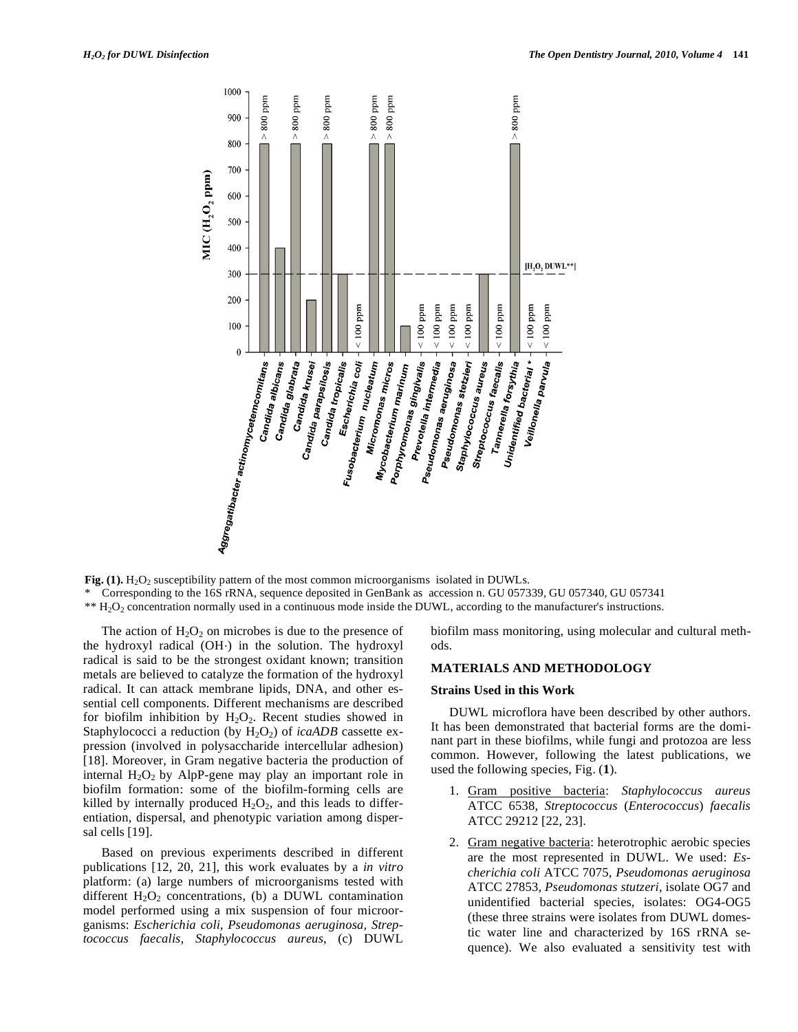MIC ($H_2O_2$ ppm)

1000
900
800
700
600
500
400
300
200
100
0

> 800 ppm
> 800 ppm
> 800 ppm
< 100 ppm
> 800 ppm
> 800 ppm
< 100 ppm
< 100 ppm
< 100 ppm
< 100 ppm
< 100 ppm
> 800 ppm
< 100 ppm
< 100 ppm

[$H_2O_2$ DUWL**]

*Aggregatibacter actinomycetemcomitans*
*Candida albicans*
*Candida glabrata*
*Candida krusei*
*Candida parapsilosis*
*Candida tropicalis*
*Escherichia coli*
*Fusobacterium nucleatum*
*Micromonas micros*
*Mycobacterium marinum*
*Porphyromonas gingivalis*
*Prevotella intermedia*
*Pseudomonas aeruginosa*
*Pseudomonas stetzieri*
*Staphylococcus aureus*
*Streptococcus faecalis*
*Tannerella forsythia*
*Unidentified bacterial **
*Veillonella parvula*

**Fig. (1).** $H_2O_2$ susceptibility pattern of the most common microorganisms isolated in DUWLs.

\* Corresponding to the 16S rRNA, sequence deposited in GenBank as accession n. GU 057339, GU 057340, GU 057341

** $H_2O_2$ concentration normally used in a continuous mode inside the DUWL, according to the manufacturer's instructions.

The action of $H_2O_2$ on microbes is due to the presence of the hydroxyl radical (OH·) in the solution. The hydroxyl radical is said to be the strongest oxidant known; transition metals are believed to catalyze the formation of the hydroxyl radical. It can attack membrane lipids, DNA, and other essential cell components. Different mechanisms are described for biofilm inhibition by $H_2O_2$. Recent studies showed in Staphylococci a reduction (by $H_2O_2$) of *icaADB* cassette expression (involved in polysaccharide intercellular adhesion) [18]. Moreover, in Gram negative bacteria the production of internal $H_2O_2$ by AlpP-gene may play an important role in biofilm formation: some of the biofilm-forming cells are killed by internally produced $H_2O_2$, and this leads to differentiation, dispersal, and phenotypic variation among dispersal cells [19].

Based on previous experiments described in different publications [12, 20, 21], this work evaluates by a *in vitro* platform: (a) large numbers of microorganisms tested with different $H_2O_2$ concentrations, (b) a DUWL contamination model performed using a mix suspension of four microorganisms: *Escherichia coli, Pseudomonas aeruginosa, Streptococcus faecalis, Staphylococcus aureus*, (c) DUWL biofilm mass monitoring, using molecular and cultural methods.

## MATERIALS AND METHODOLOGY

### Strains Used in this Work

DUWL microflora have been described by other authors. It has been demonstrated that bacterial forms are the dominant part in these biofilms, while fungi and protozoa are less common. However, following the latest publications, we used the following species, Fig. (**1**).

1. Gram positive bacteria: *Staphylococcus aureus* ATCC 6538, *Streptococcus* (*Enterococcus*) *faecalis* ATCC 29212 [22, 23].
2. Gram negative bacteria: heterotrophic aerobic species are the most represented in DUWL. We used: *Escherichia coli* ATCC 7075, *Pseudomonas aeruginosa* ATCC 27853, *Pseudomonas stutzeri*, isolate OG7 and unidentified bacterial species, isolates: OG4-OG5 (these three strains were isolates from DUWL domestic water line and characterized by 16S rRNA sequence). We also evaluated a sensitivity test with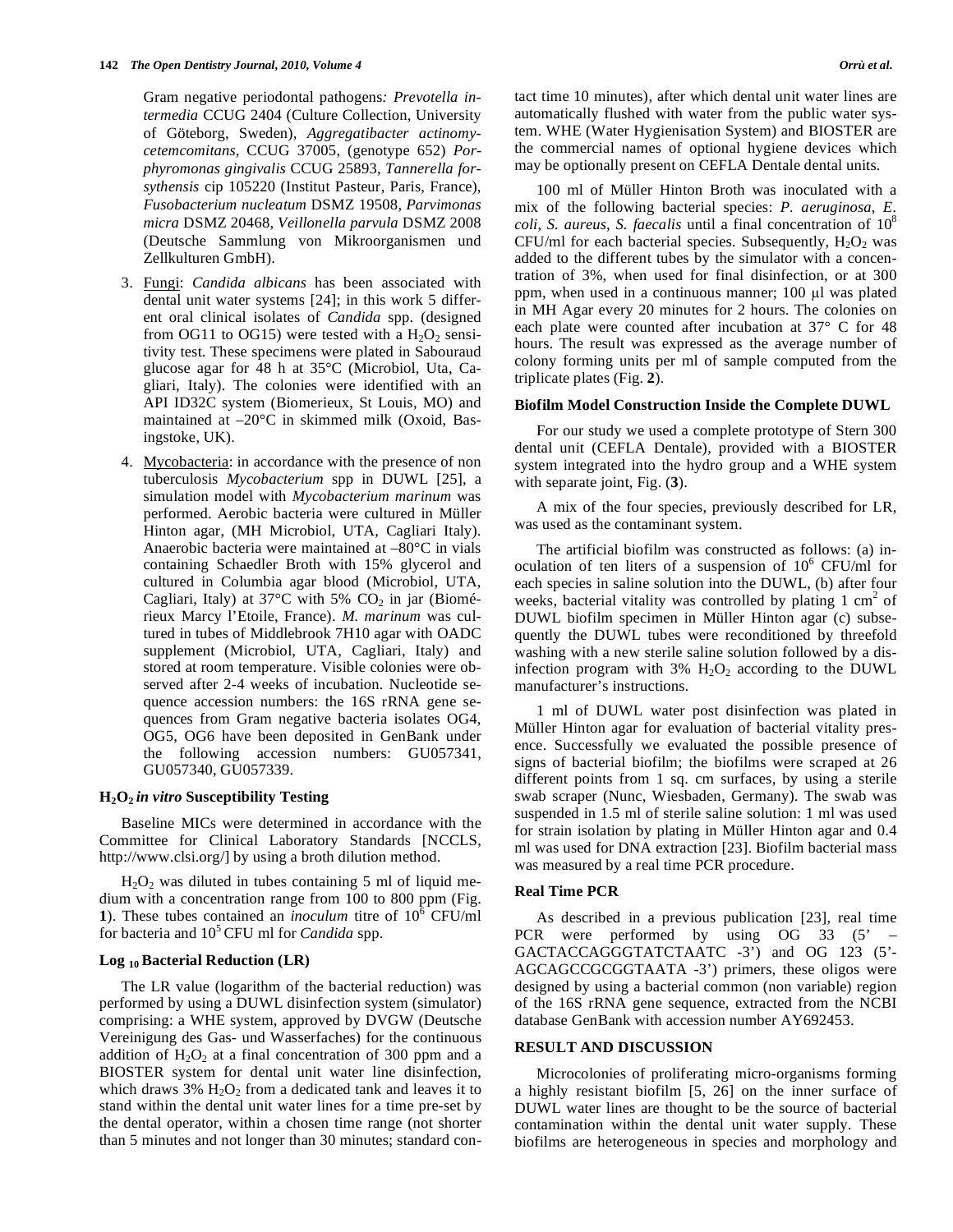Gram negative periodontal pathogens*: Prevotella intermedia* CCUG 2404 (Culture Collection, University of Göteborg, Sweden), *Aggregatibacter actinomycetemcomitans,* CCUG 37005, (genotype 652) *Porphyromonas gingivalis* CCUG 25893, *Tannerella forsythensis* cip 105220 (Institut Pasteur, Paris, France), *Fusobacterium nucleatum* DSMZ 19508, *Parvimonas micra* DSMZ 20468, *Veillonella parvula* DSMZ 2008 (Deutsche Sammlung von Mikroorganismen und Zellkulturen GmbH).

3. Fungi: *Candida albicans* has been associated with dental unit water systems [24]; in this work 5 different oral clinical isolates of *Candida* spp. (designed from OG11 to OG15) were tested with a $H_2O_2$ sensitivity test. These specimens were plated in Sabouraud glucose agar for 48 h at 35°C (Microbiol, Uta, Cagliari, Italy). The colonies were identified with an API ID32C system (Biomerieux, St Louis, MO) and maintained at –20°C in skimmed milk (Oxoid, Basingstoke, UK).
4. Mycobacteria: in accordance with the presence of non tuberculosis *Mycobacterium* spp in DUWL [25], a simulation model with *Mycobacterium marinum* was performed. Aerobic bacteria were cultured in Müller Hinton agar, (MH Microbiol, UTA, Cagliari Italy). Anaerobic bacteria were maintained at –80°C in vials containing Schaedler Broth with 15% glycerol and cultured in Columbia agar blood (Microbiol, UTA, Cagliari, Italy) at 37°C with 5% $CO_2$ in jar (Biomérieux Marcy l'Etoile, France). *M. marinum* was cultured in tubes of Middlebrook 7H10 agar with OADC supplement (Microbiol, UTA, Cagliari, Italy) and stored at room temperature. Visible colonies were observed after 2-4 weeks of incubation. Nucleotide sequence accession numbers: the 16S rRNA gene sequences from Gram negative bacteria isolates OG4, OG5, OG6 have been deposited in GenBank under the following accession numbers: GU057341, GU057340, GU057339.

### $H_2O_2$ *in vitro* Susceptibility Testing

Baseline MICs were determined in accordance with the Committee for Clinical Laboratory Standards [NCCLS, http://www.clsi.org/] by using a broth dilution method.

$H_2O_2$ was diluted in tubes containing 5 ml of liquid medium with a concentration range from 100 to 800 ppm (Fig. **1**). These tubes contained an *inoculum* titre of $10^6$ CFU/ml for bacteria and $10^5$ CFU ml for *Candida* spp.

### Log $_{10}$ Bacterial Reduction (LR)

The LR value (logarithm of the bacterial reduction) was performed by using a DUWL disinfection system (simulator) comprising: a WHE system, approved by DVGW (Deutsche Vereinigung des Gas- und Wasserfaches) for the continuous addition of $H_2O_2$ at a final concentration of 300 ppm and a BIOSTER system for dental unit water line disinfection, which draws 3% $H_2O_2$ from a dedicated tank and leaves it to stand within the dental unit water lines for a time pre-set by the dental operator, within a chosen time range (not shorter than 5 minutes and not longer than 30 minutes; standard contact time 10 minutes), after which dental unit water lines are automatically flushed with water from the public water system. WHE (Water Hygienisation System) and BIOSTER are the commercial names of optional hygiene devices which may be optionally present on CEFLA Dentale dental units.

100 ml of Müller Hinton Broth was inoculated with a mix of the following bacterial species: *P. aeruginosa*, *E. coli*, *S. aureus*, *S. faecalis* until a final concentration of $10^8$ CFU/ml for each bacterial species. Subsequently, $H_2O_2$ was added to the different tubes by the simulator with a concentration of 3%, when used for final disinfection, or at 300 ppm, when used in a continuous manner; 100 μl was plated in MH Agar every 20 minutes for 2 hours. The colonies on each plate were counted after incubation at 37° C for 48 hours. The result was expressed as the average number of colony forming units per ml of sample computed from the triplicate plates (Fig. **2**).

### Biofilm Model Construction Inside the Complete DUWL

For our study we used a complete prototype of Stern 300 dental unit (CEFLA Dentale), provided with a BIOSTER system integrated into the hydro group and a WHE system with separate joint, Fig. (**3**).

A mix of the four species, previously described for LR, was used as the contaminant system.

The artificial biofilm was constructed as follows: (a) inoculation of ten liters of a suspension of $10^6$ CFU/ml for each species in saline solution into the DUWL, (b) after four weeks, bacterial vitality was controlled by plating 1 $cm^2$ of DUWL biofilm specimen in Müller Hinton agar (c) subsequently the DUWL tubes were reconditioned by threefold washing with a new sterile saline solution followed by a disinfection program with 3% $H_2O_2$ according to the DUWL manufacturer's instructions.

1 ml of DUWL water post disinfection was plated in Müller Hinton agar for evaluation of bacterial vitality presence. Successfully we evaluated the possible presence of signs of bacterial biofilm; the biofilms were scraped at 26 different points from 1 sq. cm surfaces, by using a sterile swab scraper (Nunc, Wiesbaden, Germany). The swab was suspended in 1.5 ml of sterile saline solution: 1 ml was used for strain isolation by plating in Müller Hinton agar and 0.4 ml was used for DNA extraction [23]. Biofilm bacterial mass was measured by a real time PCR procedure.

### Real Time PCR

As described in a previous publication [23], real time PCR were performed by using OG 33 (5' – GACTACCAGGGTATCTAATC -3') and OG 123 (5'-AGCAGCCGCGGTAATA -3') primers, these oligos were designed by using a bacterial common (non variable) region of the 16S rRNA gene sequence, extracted from the NCBI database GenBank with accession number AY692453.

## RESULT AND DISCUSSION

Microcolonies of proliferating micro-organisms forming a highly resistant biofilm [5, 26] on the inner surface of DUWL water lines are thought to be the source of bacterial contamination within the dental unit water supply. These biofilms are heterogeneous in species and morphology and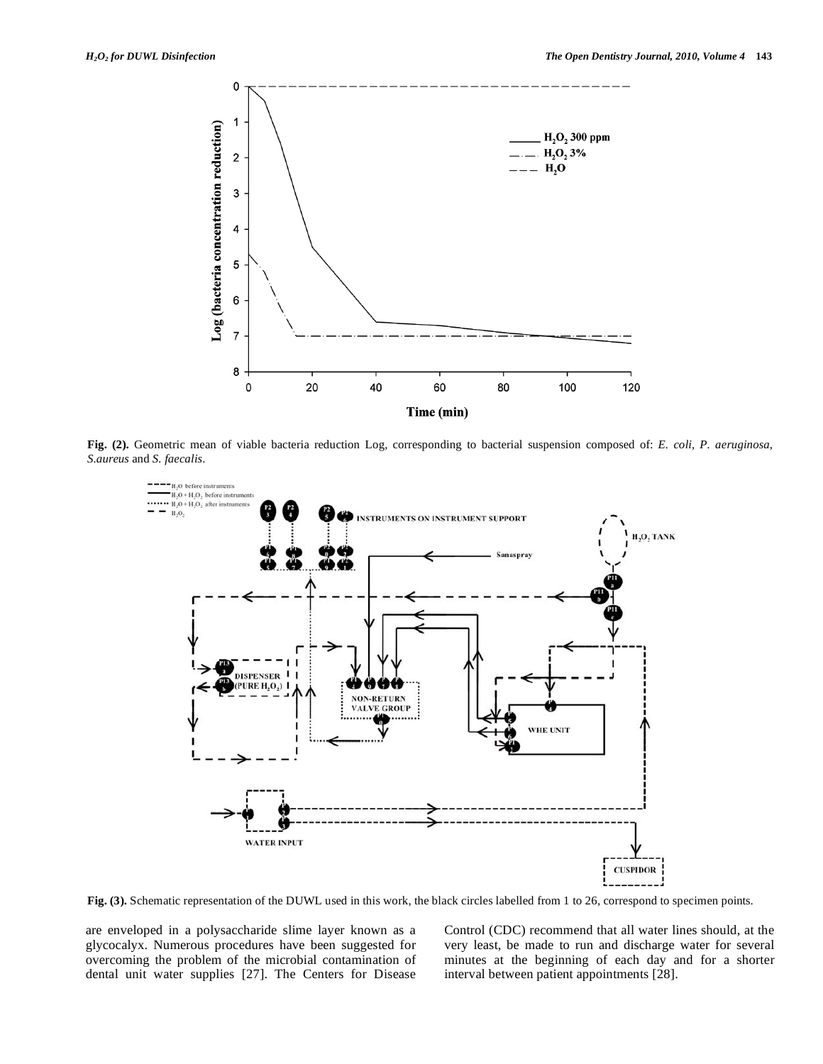Log (bacteria concentration reduction)

0
1
2
3
4
5
6
7
8

0 20 40 60 80 100 120

Time (min)

$H_2O_2$ 300 ppm
$H_2O_2$ 3%
$H_2O$

**Fig. (2).** Geometric mean of viable bacteria reduction Log, corresponding to bacterial suspension composed of: *E. coli*, *P. aeruginosa*, *S.aureus* and *S. faecalis*.

$H_2O$ before instruments
$H_2O + H_2O_2$ before instruments
$H_2O + H_2O_2$ after instruments
$H_2O_2$

INSTRUMENTS ON INSTRUMENT SUPPORT

$H_2O_2$ TANK

Sanaspray

DISPENSER (PURE $H_2O_2$)

NON-RETURN VALVE GROUP

WHE UNIT

WATER INPUT

CUSPIDOR

**Fig. (3).** Schematic representation of the DUWL used in this work, the black circles labelled from 1 to 26, correspond to specimen points.

are enveloped in a polysaccharide slime layer known as a glycocalyx. Numerous procedures have been suggested for overcoming the problem of the microbial contamination of dental unit water supplies [27]. The Centers for Disease Control (CDC) recommend that all water lines should, at the very least, be made to run and discharge water for several minutes at the beginning of each day and for a shorter interval between patient appointments [28].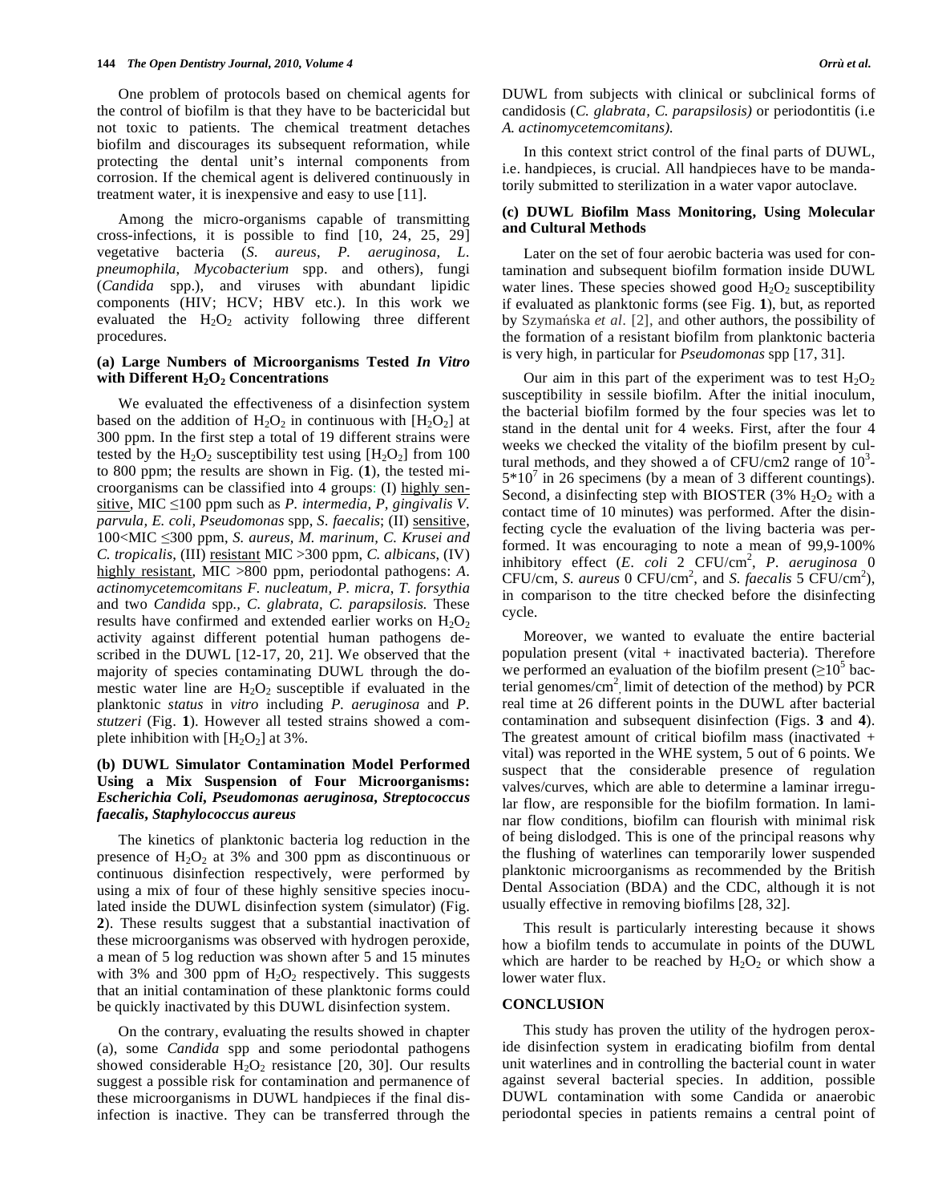One problem of protocols based on chemical agents for the control of biofilm is that they have to be bactericidal but not toxic to patients. The chemical treatment detaches biofilm and discourages its subsequent reformation, while protecting the dental unit's internal components from corrosion. If the chemical agent is delivered continuously in treatment water, it is inexpensive and easy to use [11].

Among the micro-organisms capable of transmitting cross-infections, it is possible to find [10, 24, 25, 29] vegetative bacteria (*S. aureus*, *P. aeruginosa*, *L. pneumophila*, *Mycobacterium* spp. and others), fungi (*Candida* spp.), and viruses with abundant lipidic components (HIV; HCV; HBV etc.). In this work we evaluated the $H_2O_2$ activity following three different procedures.

### (a) Large Numbers of Microorganisms Tested *In Vitro* with Different $H_2O_2$ Concentrations

We evaluated the effectiveness of a disinfection system based on the addition of $H_2O_2$ in continuous with $[H_2O_2]$ at 300 ppm. In the first step a total of 19 different strains were tested by the $H_2O_2$ susceptibility test using $[H_2O_2]$ from 100 to 800 ppm; the results are shown in Fig. (**1**), the tested microorganisms can be classified into 4 groups: (I) highly sensitive, MIC ≤100 ppm such as *P. intermedia, P, gingivalis V. parvula, E. coli, Pseudomonas* spp, *S. faecalis*; (II) sensitive, 100<MIC ≤300 ppm, *S. aureus, M. marinum, C. Krusei and C. tropicalis*, (III) resistant MIC >300 ppm, *C. albicans*, (IV) highly resistant, MIC >800 ppm, periodontal pathogens: *A. actinomycetemcomitans F. nucleatum, P. micra, T. forsythia* and two *Candida* spp*., C. glabrata, C. parapsilosis.* These results have confirmed and extended earlier works on $H_2O_2$ activity against different potential human pathogens described in the DUWL [12-17, 20, 21]. We observed that the majority of species contaminating DUWL through the domestic water line are $H_2O_2$ susceptible if evaluated in the planktonic *status* in *vitro* including *P. aeruginosa* and *P. stutzeri* (Fig. **1**). However all tested strains showed a complete inhibition with $[H_2O_2]$ at 3%.

### (b) DUWL Simulator Contamination Model Performed Using a Mix Suspension of Four Microorganisms: *Escherichia Coli*, *Pseudomonas aeruginosa*, *Streptococcus faecalis*, *Staphylococcus aureus*

The kinetics of planktonic bacteria log reduction in the presence of $H_2O_2$ at 3% and 300 ppm as discontinuous or continuous disinfection respectively, were performed by using a mix of four of these highly sensitive species inoculated inside the DUWL disinfection system (simulator) (Fig. **2**). These results suggest that a substantial inactivation of these microorganisms was observed with hydrogen peroxide, a mean of 5 log reduction was shown after 5 and 15 minutes with 3% and 300 ppm of $H_2O_2$ respectively. This suggests that an initial contamination of these planktonic forms could be quickly inactivated by this DUWL disinfection system.

On the contrary, evaluating the results showed in chapter (a), some *Candida* spp and some periodontal pathogens showed considerable $H_2O_2$ resistance [20, 30]. Our results suggest a possible risk for contamination and permanence of these microorganisms in DUWL handpieces if the final disinfection is inactive. They can be transferred through the DUWL from subjects with clinical or subclinical forms of candidosis (*C. glabrata, C. parapsilosis)* or periodontitis (i.e *A. actinomycetemcomitans).*

In this context strict control of the final parts of DUWL, i.e. handpieces, is crucial. All handpieces have to be mandatorily submitted to sterilization in a water vapor autoclave.

### (c) DUWL Biofilm Mass Monitoring, Using Molecular and Cultural Methods

Later on the set of four aerobic bacteria was used for contamination and subsequent biofilm formation inside DUWL water lines. These species showed good $H_2O_2$ susceptibility if evaluated as planktonic forms (see Fig. **1**), but, as reported by Szymańska *et al*. [2], and other authors, the possibility of the formation of a resistant biofilm from planktonic bacteria is very high, in particular for *Pseudomonas* spp [17, 31].

Our aim in this part of the experiment was to test $H_2O_2$ susceptibility in sessile biofilm. After the initial inoculum, the bacterial biofilm formed by the four species was let to stand in the dental unit for 4 weeks. First, after the four 4 weeks we checked the vitality of the biofilm present by cultural methods, and they showed a of CFU/cm2 range of $10^3$-$5*10^7$ in 26 specimens (by a mean of 3 different countings). Second, a disinfecting step with BIOSTER (3% $H_2O_2$ with a contact time of 10 minutes) was performed. After the disinfecting cycle the evaluation of the living bacteria was performed. It was encouraging to note a mean of 99,9-100% inhibitory effect (*E. coli* 2 CFU/$cm^2$, *P. aeruginosa* 0 CFU/cm, *S. aureus* 0 CFU/$cm^2$, and *S. faecalis* 5 CFU/$cm^2$), in comparison to the titre checked before the disinfecting cycle.

Moreover, we wanted to evaluate the entire bacterial population present (vital + inactivated bacteria). Therefore we performed an evaluation of the biofilm present ($\geq 10^5$ bacterial genomes/$cm^2$, limit of detection of the method) by PCR real time at 26 different points in the DUWL after bacterial contamination and subsequent disinfection (Figs. **3** and **4**). The greatest amount of critical biofilm mass (inactivated + vital) was reported in the WHE system, 5 out of 6 points. We suspect that the considerable presence of regulation valves/curves, which are able to determine a laminar irregular flow, are responsible for the biofilm formation. In laminar flow conditions, biofilm can flourish with minimal risk of being dislodged. This is one of the principal reasons why the flushing of waterlines can temporarily lower suspended planktonic microorganisms as recommended by the British Dental Association (BDA) and the CDC, although it is not usually effective in removing biofilms [28, 32].

This result is particularly interesting because it shows how a biofilm tends to accumulate in points of the DUWL which are harder to be reached by $H_2O_2$ or which show a lower water flux.

## CONCLUSION

This study has proven the utility of the hydrogen peroxide disinfection system in eradicating biofilm from dental unit waterlines and in controlling the bacterial count in water against several bacterial species. In addition, possible DUWL contamination with some Candida or anaerobic periodontal species in patients remains a central point of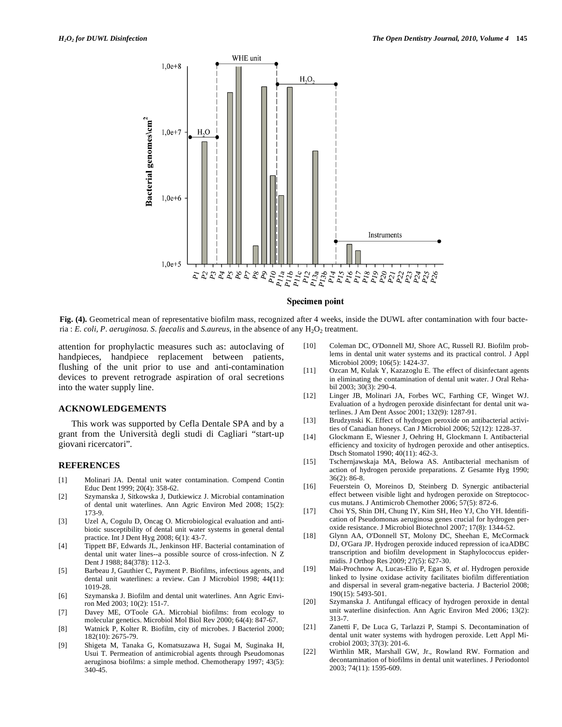WHE unit

$H_2O_2$

$H_2O$

Instruments

Bacterial genomes\cm$^2$

1,0e+8

1,0e+7

1,0e+6

1,0e+5

P1 P2 P3 P4 P5 P6 P7 P8 P9 P10 P11a P11b P11c P12 P13a P13b P14 P15 P16 P17 P18 P19 P20 P21 P22 P23 P24 P25 P26

Specimen point

**Fig. (4).** Geometrical mean of representative biofilm mass, recognized after 4 weeks, inside the DUWL after contamination with four bacteria : *E. coli, P. aeruginosa. S. faecalis* and *S.aureus*, in the absence of any $H_2O_2$ treatment.

attention for prophylactic measures such as: autoclaving of handpieces, handpiece replacement between patients, flushing of the unit prior to use and anti-contamination devices to prevent retrograde aspiration of oral secretions into the water supply line.

## ACKNOWLEDGEMENTS

This work was supported by Cefla Dentale SPA and by a grant from the Università degli studi di Cagliari "start-up giovani ricercatori".

## REFERENCES

[1] Molinari JA. Dental unit water contamination. Compend Contin Educ Dent 1999; 20(4): 358-62.

[2] Szymanska J, Sitkowska J, Dutkiewicz J. Microbial contamination of dental unit waterlines. Ann Agric Environ Med 2008; 15(2): 173-9.

[3] Uzel A, Cogulu D, Oncag O. Microbiological evaluation and antibiotic susceptibility of dental unit water systems in general dental practice. Int J Dent Hyg 2008; 6(1): 43-7.

[4] Tippett BF, Edwards JL, Jenkinson HF. Bacterial contamination of dental unit water lines--a possible source of cross-infection. N Z Dent J 1988; 84(378): 112-3.

[5] Barbeau J, Gauthier C, Payment P. Biofilms, infectious agents, and dental unit waterlines: a review. Can J Microbiol 1998; 44(11): 1019-28.

[6] Szymanska J. Biofilm and dental unit waterlines. Ann Agric Environ Med 2003; 10(2): 151-7.

[7] Davey ME, O'Toole GA. Microbial biofilms: from ecology to molecular genetics. Microbiol Mol Biol Rev 2000; 64(4): 847-67.

[8] Watnick P, Kolter R. Biofilm, city of microbes. J Bacteriol 2000; 182(10): 2675-79.

[9] Shigeta M, Tanaka G, Komatsuzawa H, Sugai M, Suginaka H, Usui T. Permeation of antimicrobial agents through Pseudomonas aeruginosa biofilms: a simple method. Chemotherapy 1997; 43(5): 340-45.

[10] Coleman DC, O'Donnell MJ, Shore AC, Russell RJ. Biofilm problems in dental unit water systems and its practical control. J Appl Microbiol 2009; 106(5): 1424-37.

[11] Ozcan M, Kulak Y, Kazazoglu E. The effect of disinfectant agents in eliminating the contamination of dental unit water. J Oral Rehabil 2003; 30(3): 290-4.

[12] Linger JB, Molinari JA, Forbes WC, Farthing CF, Winget WJ. Evaluation of a hydrogen peroxide disinfectant for dental unit waterlines. J Am Dent Assoc 2001; 132(9): 1287-91.

[13] Brudzynski K. Effect of hydrogen peroxide on antibacterial activities of Canadian honeys. Can J Microbiol 2006; 52(12): 1228-37.

[14] Glockmann E, Wiesner J, Oehring H, Glockmann I. Antibacterial efficiency and toxicity of hydrogen peroxide and other antiseptics. Dtsch Stomatol 1990; 40(11): 462-3.

[15] Tscherjawskaja MA, Belowa AS. Antibacterial mechanism of action of hydrogen peroxide preparations. Z Gesamte Hyg 1990; 36(2): 86-8.

[16] Feuerstein O, Moreinos D, Steinberg D. Synergic antibacterial effect between visible light and hydrogen peroxide on Streptococcus mutans. J Antimicrob Chemother 2006; 57(5): 872-6.

[17] Choi YS, Shin DH, Chung IY, Kim SH, Heo YJ, Cho YH. Identification of Pseudomonas aeruginosa genes crucial for hydrogen peroxide resistance. J Microbiol Biotechnol 2007; 17(8): 1344-52.

[18] Glynn AA, O'Donnell ST, Molony DC, Sheehan E, McCormack DJ, O'Gara JP. Hydrogen peroxide induced repression of icaADBC transcription and biofilm development in Staphylococcus epidermidis. J Orthop Res 2009; 27(5): 627-30.

[19] Mai-Prochnow A, Lucas-Elio P, Egan S, *et al*. Hydrogen peroxide linked to lysine oxidase activity facilitates biofilm differentiation and dispersal in several gram-negative bacteria. J Bacteriol 2008; 190(15): 5493-501.

[20] Szymanska J. Antifungal efficacy of hydrogen peroxide in dental unit waterline disinfection. Ann Agric Environ Med 2006; 13(2): 313-7.

[21] Zanetti F, De Luca G, Tarlazzi P, Stampi S. Decontamination of dental unit water systems with hydrogen peroxide. Lett Appl Microbiol 2003; 37(3): 201-6.

[22] Wirthlin MR, Marshall GW, Jr., Rowland RW. Formation and decontamination of biofilms in dental unit waterlines. J Periodontol 2003; 74(11): 1595-609.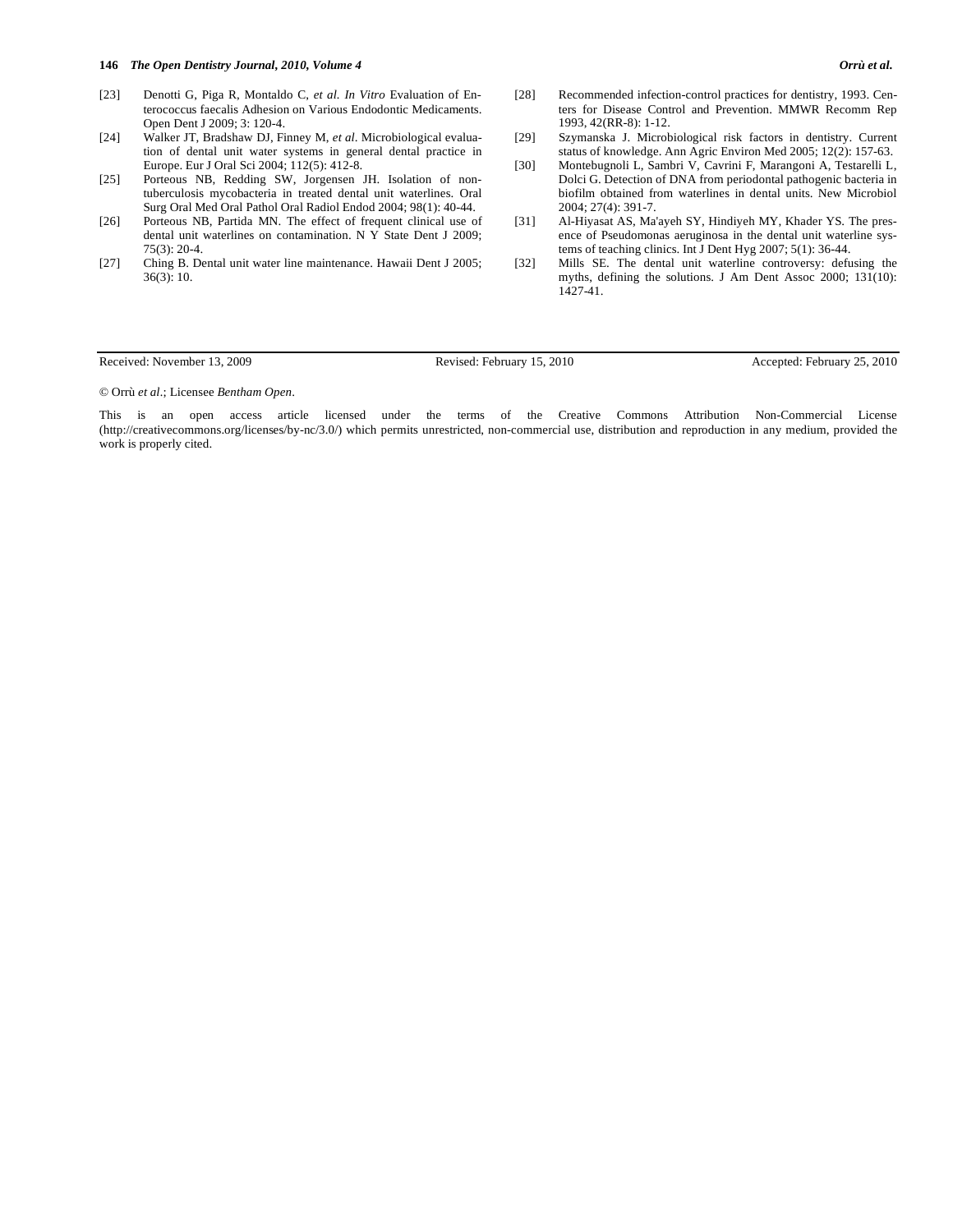[23] Denotti G, Piga R, Montaldo C, *et al. In Vitro* Evaluation of Enterococcus faecalis Adhesion on Various Endodontic Medicaments. Open Dent J 2009; 3: 120-4.

[24] Walker JT, Bradshaw DJ, Finney M, *et al*. Microbiological evaluation of dental unit water systems in general dental practice in Europe. Eur J Oral Sci 2004; 112(5): 412-8.

[25] Porteous NB, Redding SW, Jorgensen JH. Isolation of non-tuberculosis mycobacteria in treated dental unit waterlines. Oral Surg Oral Med Oral Pathol Oral Radiol Endod 2004; 98(1): 40-44.

[26] Porteous NB, Partida MN. The effect of frequent clinical use of dental unit waterlines on contamination. N Y State Dent J 2009; 75(3): 20-4.

[27] Ching B. Dental unit water line maintenance. Hawaii Dent J 2005; 36(3): 10.

[28] Recommended infection-control practices for dentistry, 1993. Centers for Disease Control and Prevention. MMWR Recomm Rep 1993, 42(RR-8): 1-12.

[29] Szymanska J. Microbiological risk factors in dentistry. Current status of knowledge. Ann Agric Environ Med 2005; 12(2): 157-63.

[30] Montebugnoli L, Sambri V, Cavrini F, Marangoni A, Testarelli L, Dolci G. Detection of DNA from periodontal pathogenic bacteria in biofilm obtained from waterlines in dental units. New Microbiol 2004; 27(4): 391-7.

[31] Al-Hiyasat AS, Ma'ayeh SY, Hindiyeh MY, Khader YS. The presence of Pseudomonas aeruginosa in the dental unit waterline systems of teaching clinics. Int J Dent Hyg 2007; 5(1): 36-44.

[32] Mills SE. The dental unit waterline controversy: defusing the myths, defining the solutions. J Am Dent Assoc 2000; 131(10): 1427-41.

---

Received: November 13, 2009 | Revised: February 15, 2010 | Accepted: February 25, 2010

© Orrù *et al*.; Licensee *Bentham Open*.

This is an open access article licensed under the terms of the Creative Commons Attribution Non-Commercial License (http://creativecommons.org/licenses/by-nc/3.0/) which permits unrestricted, non-commercial use, distribution and reproduction in any medium, provided the work is properly cited.